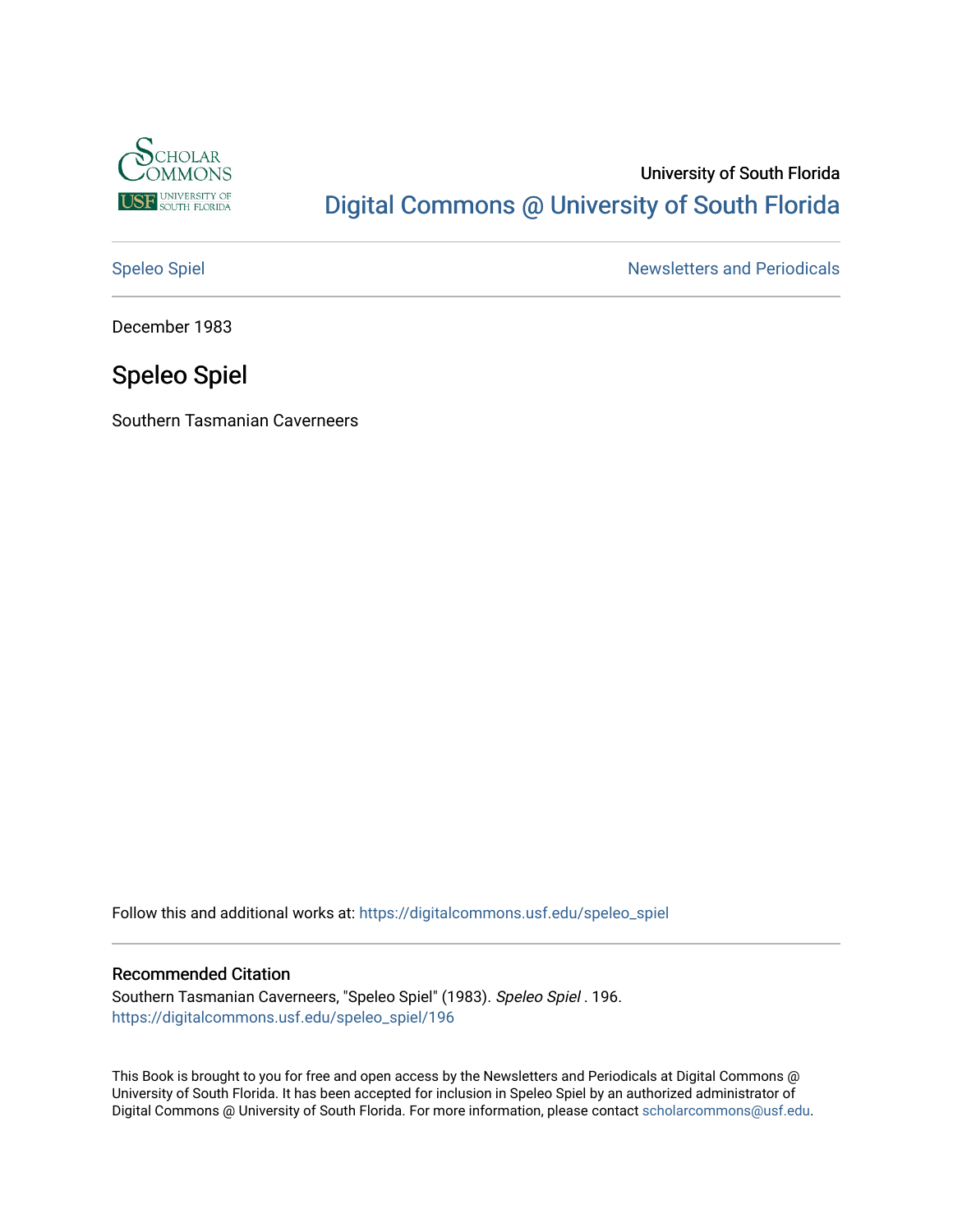University of South Florida

Digital Commons @ University of South Florida

Speleo Spiel

Newsletters and Periodicals

December 1983

# Speleo Spiel

Southern Tasmanian Caverneers

Follow this and additional works at: https://digitalcommons.usf.edu/speleo_spiel

## Recommended Citation

Southern Tasmanian Caverneers, "Speleo Spiel" (1983). *Speleo Spiel* . 196.
https://digitalcommons.usf.edu/speleo_spiel/196

This Book is brought to you for free and open access by the Newsletters and Periodicals at Digital Commons @ University of South Florida. It has been accepted for inclusion in Speleo Spiel by an authorized administrator of Digital Commons @ University of South Florida. For more information, please contact scholarcommons@usf.edu.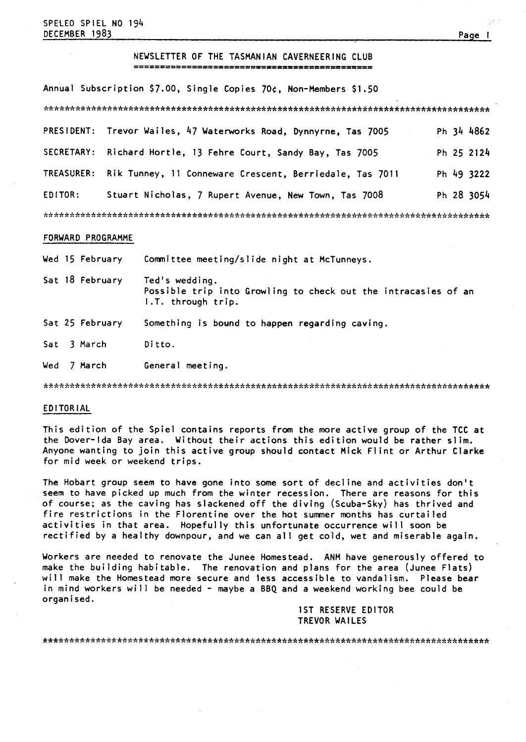SPELEO SPIEL NO 194
DECEMBER 1983

# NEWSLETTER OF THE TASMANIAN CAVERNEERING CLUB

Annual Subscription $7.00, Single Copies 70¢, Non-Members $1.50

*************************************************************************************

| | | |
|---|---|---|
| PRESIDENT: | Trevor Wailes, 47 Waterworks Road, Dynnyrne, Tas 7005 | Ph 34 4862 |
| SECRETARY: | Richard Hortle, 13 Fehre Court, Sandy Bay, Tas 7005 | Ph 25 2124 |
| TREASURER: | Rik Tunney, 11 Conneware Crescent, Berriedale, Tas 7011 | Ph 49 3222 |
| EDITOR: | Stuart Nicholas, 7 Rupert Avenue, New Town, Tas 7008 | Ph 28 3054 |

*************************************************************************************

## FORWARD PROGRAMME

| | |
|---|---|
| Wed 15 February | Committee meeting/slide night at McTunneys. |
| Sat 18 February | Ted's wedding. Possible trip into Growling to check out the intracasies of an I.T. through trip. |
| Sat 25 February | Something is bound to happen regarding caving. |
| Sat 3 March | Ditto. |
| Wed 7 March | General meeting. |

*************************************************************************************

## EDITORIAL

This edition of the Spiel contains reports from the more active group of the TCC at the Dover-Ida Bay area. Without their actions this edition would be rather slim. Anyone wanting to join this active group should contact Mick Flint or Arthur Clarke for mid week or weekend trips.

The Hobart group seem to have gone into some sort of decline and activities don't seem to have picked up much from the winter recession. There are reasons for this of course; as the caving has slackened off the diving (Scuba-Sky) has thrived and fire restrictions in the Florentine over the hot summer months has curtailed activities in that area. Hopefully this unfortunate occurrence will soon be rectified by a healthy downpour, and we can all get cold, wet and miserable again.

Workers are needed to renovate the Junee Homestead. ANM have generously offered to make the building habitable. The renovation and plans for the area (Junee Flats) will make the Homestead more secure and less accessible to vandalism. Please bear in mind workers will be needed - maybe a BBQ and a weekend working bee could be organised.

1ST RESERVE EDITOR
TREVOR WAILES

*************************************************************************************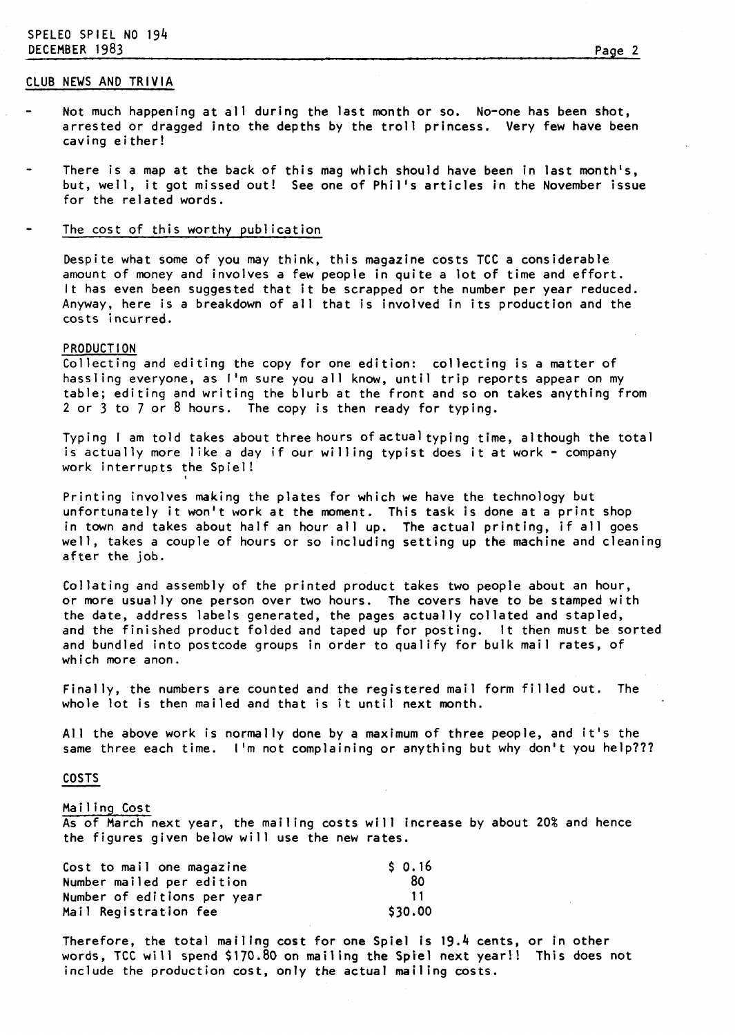## CLUB NEWS AND TRIVIA

- Not much happening at all during the last month or so. No-one has been shot, arrested or dragged into the depths by the troll princess. Very few have been caving either!

- There is a map at the back of this mag which should have been in last month's, but, well, it got missed out! See one of Phil's articles in the November issue for the related words.

- The cost of this worthy publication

  Despite what some of you may think, this magazine costs TCC a considerable amount of money and involves a few people in quite a lot of time and effort. It has even been suggested that it be scrapped or the number per year reduced. Anyway, here is a breakdown of all that is involved in its production and the costs incurred.

### PRODUCTION

Collecting and editing the copy for one edition: collecting is a matter of hassling everyone, as I'm sure you all know, until trip reports appear on my table; editing and writing the blurb at the front and so on takes anything from 2 or 3 to 7 or 8 hours. The copy is then ready for typing.

Typing I am told takes about three hours of actual typing time, although the total is actually more like a day if our willing typist does it at work - company work interrupts the Spiel!

Printing involves making the plates for which we have the technology but unfortunately it won't work at the moment. This task is done at a print shop in town and takes about half an hour all up. The actual printing, if all goes well, takes a couple of hours or so including setting up the machine and cleaning after the job.

Collating and assembly of the printed product takes two people about an hour, or more usually one person over two hours. The covers have to be stamped with the date, address labels generated, the pages actually collated and stapled, and the finished product folded and taped up for posting. It then must be sorted and bundled into postcode groups in order to qualify for bulk mail rates, of which more anon.

Finally, the numbers are counted and the registered mail form filled out. The whole lot is then mailed and that is it until next month.

All the above work is normally done by a maximum of three people, and it's the same three each time. I'm not complaining or anything but why don't you help???

### COSTS

#### Mailing Cost

As of March next year, the mailing costs will increase by about 20% and hence the figures given below will use the new rates.

| | |
|---|---|
| Cost to mail one magazine | $ 0.16 |
| Number mailed per edition | 80 |
| Number of editions per year | 11 |
| Mail Registration fee | $30.00 |

Therefore, the total mailing cost for one Spiel is 19.4 cents, or in other words, TCC will spend $170.80 on mailing the Spiel next year!! This does not include the production cost, only the actual mailing costs.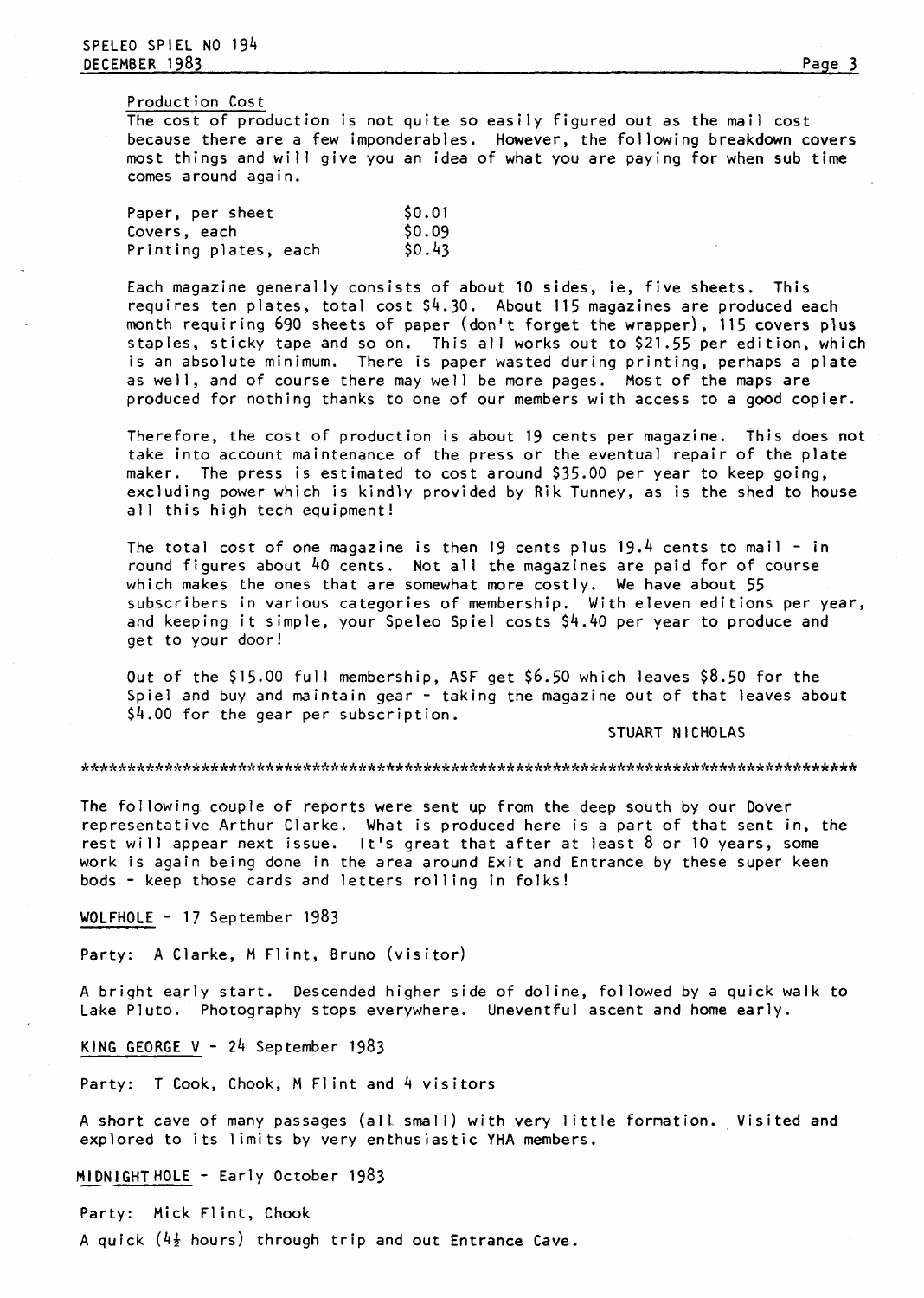Production Cost

The cost of production is not quite so easily figured out as the mail cost because there are a few imponderables. However, the following breakdown covers most things and will give you an idea of what you are paying for when sub time comes around again.

| | |
|---|---|
| Paper, per sheet | $0.01 |
| Covers, each | $0.09 |
| Printing plates, each | $0.43 |

Each magazine generally consists of about 10 sides, ie, five sheets. This requires ten plates, total cost $4.30. About 115 magazines are produced each month requiring 690 sheets of paper (don't forget the wrapper), 115 covers plus staples, sticky tape and so on. This all works out to $21.55 per edition, which is an absolute minimum. There is paper wasted during printing, perhaps a plate as well, and of course there may well be more pages. Most of the maps are produced for nothing thanks to one of our members with access to a good copier.

Therefore, the cost of production is about 19 cents per magazine. This does not take into account maintenance of the press or the eventual repair of the plate maker. The press is estimated to cost around $35.00 per year to keep going, excluding power which is kindly provided by Rik Tunney, as is the shed to house all this high tech equipment!

The total cost of one magazine is then 19 cents plus 19.4 cents to mail - in round figures about 40 cents. Not all the magazines are paid for of course which makes the ones that are somewhat more costly. We have about 55 subscribers in various categories of membership. With eleven editions per year, and keeping it simple, your Speleo Spiel costs $4.40 per year to produce and get to your door!

Out of the $15.00 full membership, ASF get $6.50 which leaves $8.50 for the Spiel and buy and maintain gear - taking the magazine out of that leaves about $4.00 for the gear per subscription.

STUART NICHOLAS

*************************************************************************************

The following couple of reports were sent up from the deep south by our Dover representative Arthur Clarke. What is produced here is a part of that sent in, the rest will appear next issue. It's great that after at least 8 or 10 years, some work is again being done in the area around Exit and Entrance by these super keen bods - keep those cards and letters rolling in folks!

WOLFHOLE - 17 September 1983

Party: A Clarke, M Flint, Bruno (visitor)

A bright early start. Descended higher side of doline, followed by a quick walk to Lake Pluto. Photography stops everywhere. Uneventful ascent and home early.

KING GEORGE V - 24 September 1983

Party: T Cook, Chook, M Flint and 4 visitors

A short cave of many passages (all small) with very little formation. Visited and explored to its limits by very enthusiastic YHA members.

MIDNIGHT HOLE - Early October 1983

Party: Mick Flint, Chook

A quick (4½ hours) through trip and out Entrance Cave.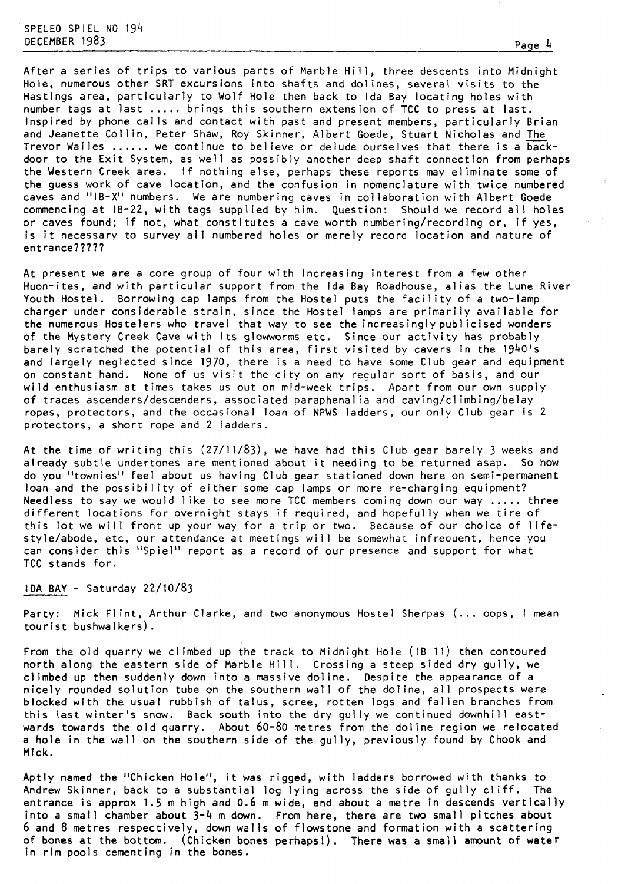After a series of trips to various parts of Marble Hill, three descents into Midnight Hole, numerous other SRT excursions into shafts and dolines, several visits to the Hastings area, particularly to Wolf Hole then back to Ida Bay locating holes with number tags at last ..... brings this southern extension of TCC to press at last. Inspired by phone calls and contact with past and present members, particularly Brian and Jeanette Collin, Peter Shaw, Roy Skinner, Albert Goede, Stuart Nicholas and The Trevor Wailes ...... we continue to believe or delude ourselves that there is a back-door to the Exit System, as well as possibly another deep shaft connection from perhaps the Western Creek area. If nothing else, perhaps these reports may eliminate some of the guess work of cave location, and the confusion in nomenclature with twice numbered caves and "IB-X" numbers. We are numbering caves in collaboration with Albert Goede commencing at IB-22, with tags supplied by him. Question: Should we record all holes or caves found; if not, what constitutes a cave worth numbering/recording or, if yes, is it necessary to survey all numbered holes or merely record location and nature of entrance?????

At present we are a core group of four with increasing interest from a few other Huon-ites, and with particular support from the Ida Bay Roadhouse, alias the Lune River Youth Hostel. Borrowing cap lamps from the Hostel puts the facility of a two-lamp charger under considerable strain, since the Hostel lamps are primarily available for the numerous Hostelers who travel that way to see the increasingly publicised wonders of the Mystery Creek Cave with its glowworms etc. Since our activity has probably barely scratched the potential of this area, first visited by cavers in the 1940's and largely neglected since 1970, there is a need to have some Club gear and equipment on constant hand. None of us visit the city on any regular sort of basis, and our wild enthusiasm at times takes us out on mid-week trips. Apart from our own supply of traces ascenders/descenders, associated paraphenalia and caving/climbing/belay ropes, protectors, and the occasional loan of NPWS ladders, our only Club gear is 2 protectors, a short rope and 2 ladders.

At the time of writing this (27/11/83), we have had this Club gear barely 3 weeks and already subtle undertones are mentioned about it needing to be returned asap. So how do you "townies" feel about us having Club gear stationed down here on semi-permanent loan and the possibility of either some cap lamps or more re-charging equipment? Needless to say we would like to see more TCC members coming down our way ..... three different locations for overnight stays if required, and hopefully when we tire of this lot we will front up your way for a trip or two. Because of our choice of life-style/abode, etc, our attendance at meetings will be somewhat infrequent, hence you can consider this "Spiel" report as a record of our presence and support for what TCC stands for.

IDA BAY - Saturday 22/10/83

Party: Mick Flint, Arthur Clarke, and two anonymous Hostel Sherpas (... oops, I mean tourist bushwalkers).

From the old quarry we climbed up the track to Midnight Hole (IB 11) then contoured north along the eastern side of Marble Hill. Crossing a steep sided dry gully, we climbed up then suddenly down into a massive doline. Despite the appearance of a nicely rounded solution tube on the southern wall of the doline, all prospects were blocked with the usual rubbish of talus, scree, rotten logs and fallen branches from this last winter's snow. Back south into the dry gully we continued downhill eastwards towards the old quarry. About 60-80 metres from the doline region we relocated a hole in the wall on the southern side of the gully, previously found by Chook and Mick.

Aptly named the "Chicken Hole", it was rigged, with ladders borrowed with thanks to Andrew Skinner, back to a substantial log lying across the side of gully cliff. The entrance is approx 1.5 m high and 0.6 m wide, and about a metre in descends vertically into a small chamber about 3-4 m down. From here, there are two small pitches about 6 and 8 metres respectively, down walls of flowstone and formation with a scattering of bones at the bottom. (Chicken bones perhaps!). There was a small amount of water in rim pools cementing in the bones.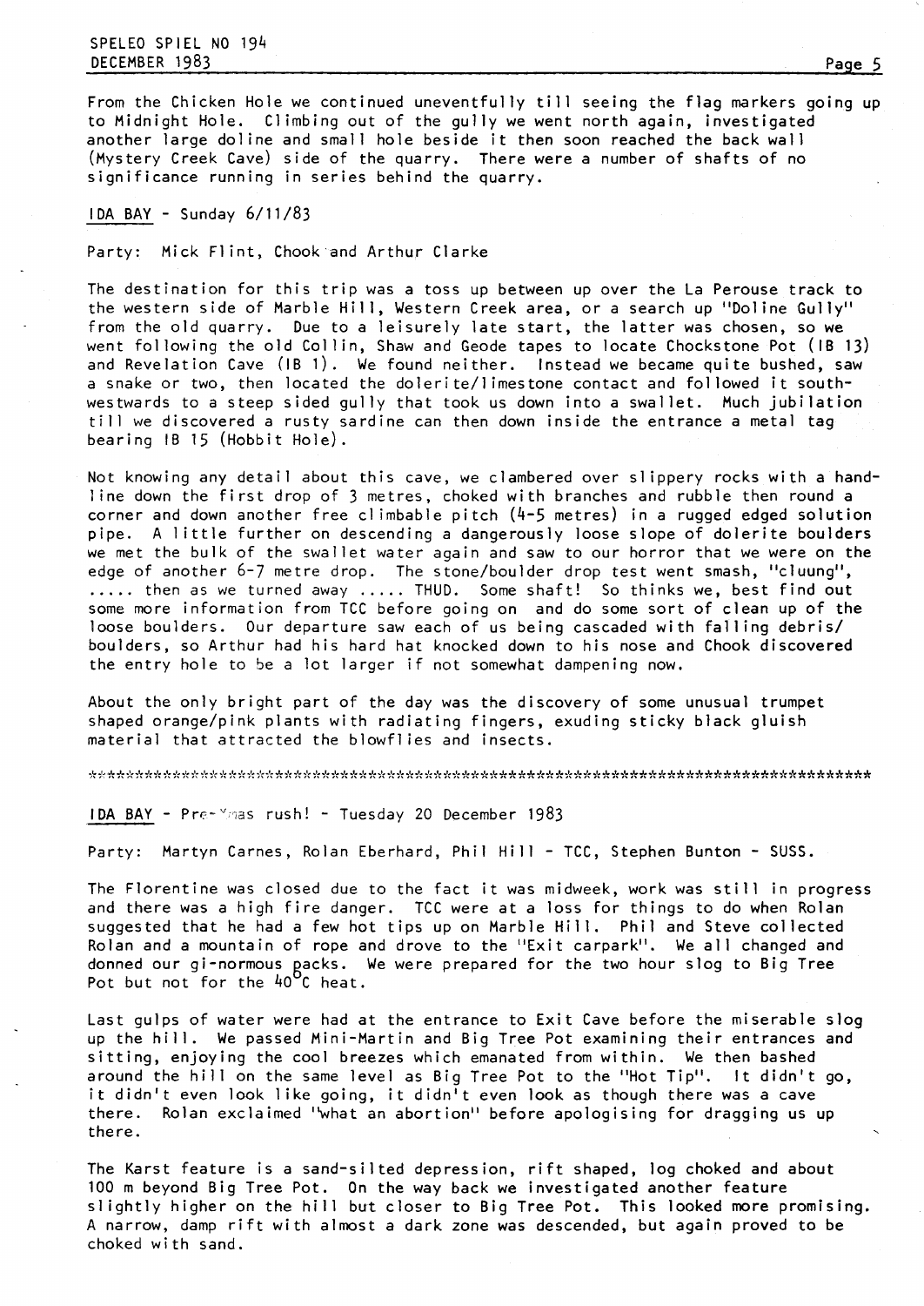From the Chicken Hole we continued uneventfully till seeing the flag markers going up to Midnight Hole. Climbing out of the gully we went north again, investigated another large doline and small hole beside it then soon reached the back wall (Mystery Creek Cave) side of the quarry. There were a number of shafts of no significance running in series behind the quarry.

IDA BAY - Sunday 6/11/83

Party: Mick Flint, Chook and Arthur Clarke

The destination for this trip was a toss up between up over the La Perouse track to the western side of Marble Hill, Western Creek area, or a search up "Doline Gully" from the old quarry. Due to a leisurely late start, the latter was chosen, so we went following the old Collin, Shaw and Geode tapes to locate Chockstone Pot (IB 13) and Revelation Cave (IB 1). We found neither. Instead we became quite bushed, saw a snake or two, then located the dolerite/limestone contact and followed it south-westwards to a steep sided gully that took us down into a swallet. Much jubilation till we discovered a rusty sardine can then down inside the entrance a metal tag bearing IB 15 (Hobbit Hole).

Not knowing any detail about this cave, we clambered over slippery rocks with a hand-line down the first drop of 3 metres, choked with branches and rubble then round a corner and down another free climbable pitch (4-5 metres) in a rugged edged solution pipe. A little further on descending a dangerously loose slope of dolerite boulders we met the bulk of the swallet water again and saw to our horror that we were on the edge of another 6-7 metre drop. The stone/boulder drop test went smash, "cluung", ..... then as we turned away ..... THUD. Some shaft! So thinks we, best find out some more information from TCC before going on and do some sort of clean up of the loose boulders. Our departure saw each of us being cascaded with falling debris/ boulders, so Arthur had his hard hat knocked down to his nose and Chook discovered the entry hole to be a lot larger if not somewhat dampening now.

About the only bright part of the day was the discovery of some unusual trumpet shaped orange/pink plants with radiating fingers, exuding sticky black gluish material that attracted the blowflies and insects.

************************************************************************************

IDA BAY - Pre-Xmas rush! - Tuesday 20 December 1983

Party: Martyn Carnes, Rolan Eberhard, Phil Hill - TCC, Stephen Bunton - SUSS.

The Florentine was closed due to the fact it was midweek, work was still in progress and there was a high fire danger. TCC were at a loss for things to do when Rolan suggested that he had a few hot tips up on Marble Hill. Phil and Steve collected Rolan and a mountain of rope and drove to the "Exit carpark". We all changed and donned our gi-normous packs. We were prepared for the two hour slog to Big Tree Pot but not for the 40°C heat.

Last gulps of water were had at the entrance to Exit Cave before the miserable slog up the hill. We passed Mini-Martin and Big Tree Pot examining their entrances and sitting, enjoying the cool breezes which emanated from within. We then bashed around the hill on the same level as Big Tree Pot to the "Hot Tip". It didn't go, it didn't even look like going, it didn't even look as though there was a cave there. Rolan exclaimed "what an abortion" before apologising for dragging us up there.

The Karst feature is a sand-silted depression, rift shaped, log choked and about 100 m beyond Big Tree Pot. On the way back we investigated another feature slightly higher on the hill but closer to Big Tree Pot. This looked more promising. A narrow, damp rift with almost a dark zone was descended, but again proved to be choked with sand.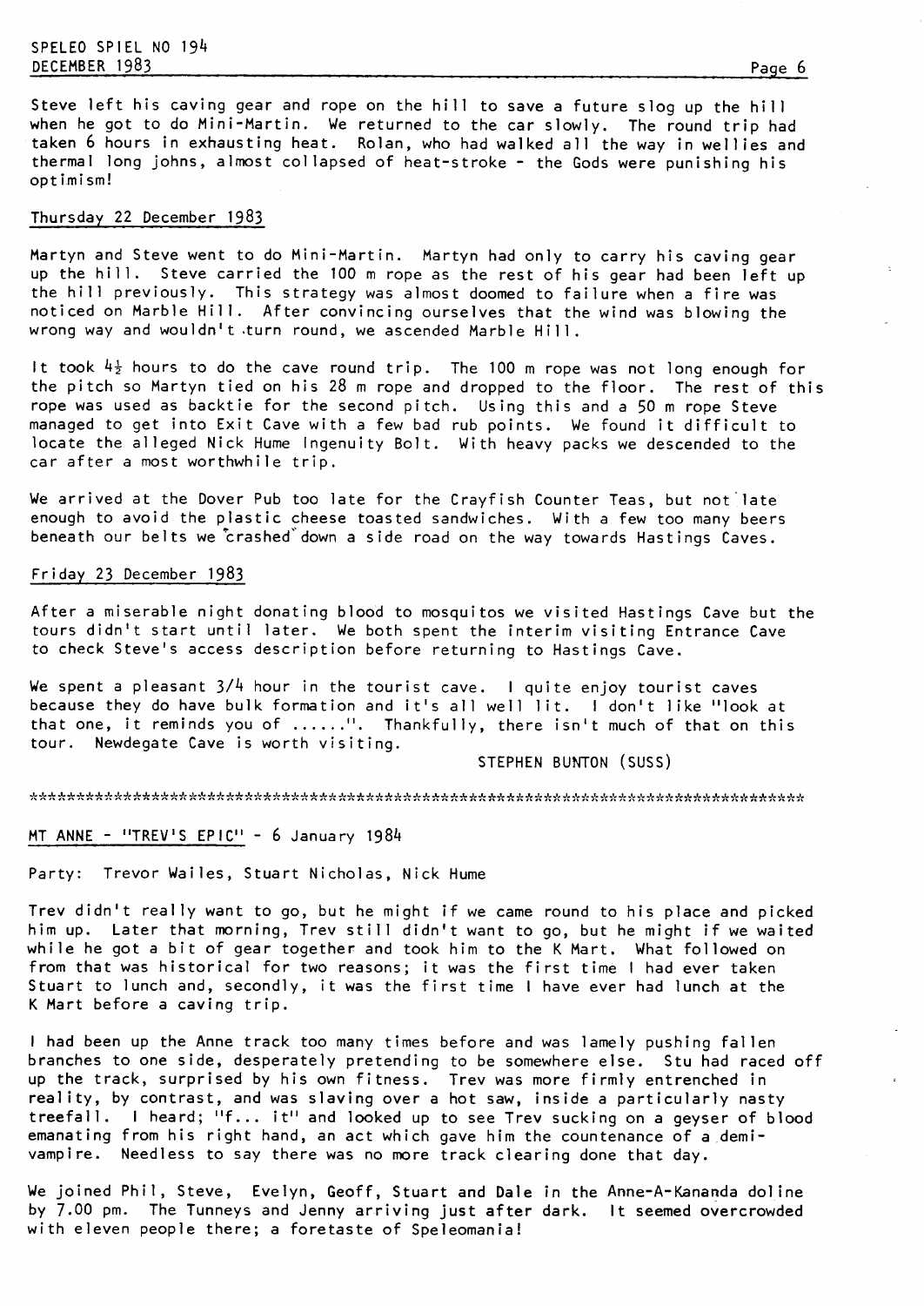Steve left his caving gear and rope on the hill to save a future slog up the hill when he got to do Mini-Martin. We returned to the car slowly. The round trip had taken 6 hours in exhausting heat. Rolan, who had walked all the way in wellies and thermal long johns, almost collapsed of heat-stroke - the Gods were punishing his optimism!

## Thursday 22 December 1983

Martyn and Steve went to do Mini-Martin. Martyn had only to carry his caving gear up the hill. Steve carried the 100 m rope as the rest of his gear had been left up the hill previously. This strategy was almost doomed to failure when a fire was noticed on Marble Hill. After convincing ourselves that the wind was blowing the wrong way and wouldn't turn round, we ascended Marble Hill.

It took 4½ hours to do the cave round trip. The 100 m rope was not long enough for the pitch so Martyn tied on his 28 m rope and dropped to the floor. The rest of this rope was used as backtie for the second pitch. Using this and a 50 m rope Steve managed to get into Exit Cave with a few bad rub points. We found it difficult to locate the alleged Nick Hume Ingenuity Bolt. With heavy packs we descended to the car after a most worthwhile trip.

We arrived at the Dover Pub too late for the Crayfish Counter Teas, but not late enough to avoid the plastic cheese toasted sandwiches. With a few too many beers beneath our belts we "crashed" down a side road on the way towards Hastings Caves.

## Friday 23 December 1983

After a miserable night donating blood to mosquitos we visited Hastings Cave but the tours didn't start until later. We both spent the interim visiting Entrance Cave to check Steve's access description before returning to Hastings Cave.

We spent a pleasant 3/4 hour in the tourist cave. I quite enjoy tourist caves because they do have bulk formation and it's all well lit. I don't like "look at that one, it reminds you of ......". Thankfully, there isn't much of that on this tour. Newdegate Cave is worth visiting.

STEPHEN BUNTON (SUSS)

\*\*\*\*\*\*\*\*\*\*\*\*\*\*\*\*\*\*\*\*\*\*\*\*\*\*\*\*\*\*\*\*\*\*\*\*\*\*\*\*\*\*\*\*\*\*\*\*\*\*\*\*\*\*\*\*\*\*\*\*\*\*\*\*\*\*\*\*\*\*\*\*\*\*\*\*\*\*\*\*\*\*\*

## MT ANNE - "TREV'S EPIC" - 6 January 1984

Party: Trevor Wailes, Stuart Nicholas, Nick Hume

Trev didn't really want to go, but he might if we came round to his place and picked him up. Later that morning, Trev still didn't want to go, but he might if we waited while he got a bit of gear together and took him to the K Mart. What followed on from that was historical for two reasons; it was the first time I had ever taken Stuart to lunch and, secondly, it was the first time I have ever had lunch at the K Mart before a caving trip.

I had been up the Anne track too many times before and was lamely pushing fallen branches to one side, desperately pretending to be somewhere else. Stu had raced off up the track, surprised by his own fitness. Trev was more firmly entrenched in reality, by contrast, and was slaving over a hot saw, inside a particularly nasty treefall. I heard; "f... it" and looked up to see Trev sucking on a geyser of blood emanating from his right hand, an act which gave him the countenance of a demi-vampire. Needless to say there was no more track clearing done that day.

We joined Phil, Steve, Evelyn, Geoff, Stuart and Dale in the Anne-A-Kananda doline by 7.00 pm. The Tunneys and Jenny arriving just after dark. It seemed overcrowded with eleven people there; a foretaste of Speleomania!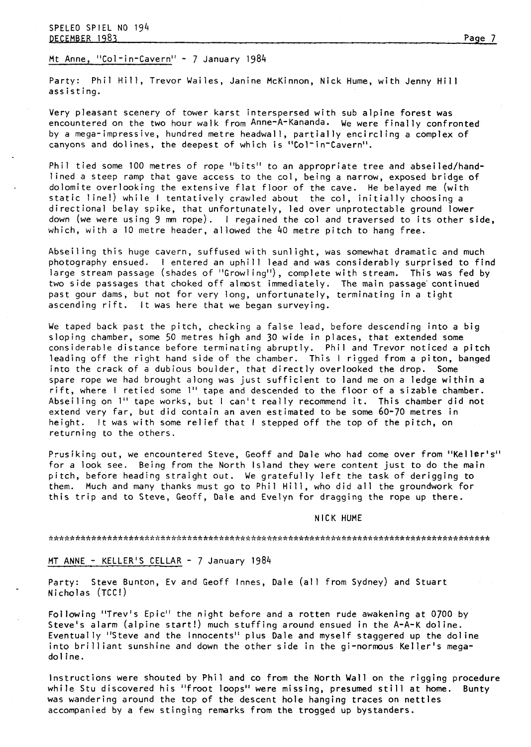## Mt Anne, "Col-in-Cavern" - 7 January 1984

Party: Phil Hill, Trevor Wailes, Janine McKinnon, Nick Hume, with Jenny Hill assisting.

Very pleasant scenery of tower karst interspersed with sub alpine forest was encountered on the two hour walk from Anne-A-Kananda. We were finally confronted by a mega-impressive, hundred metre headwall, partially encircling a complex of canyons and dolines, the deepest of which is "Col-in-Cavern".

Phil tied some 100 metres of rope "bits" to an appropriate tree and abseiled/hand-lined a steep ramp that gave access to the col, being a narrow, exposed bridge of dolomite overlooking the extensive flat floor of the cave. He belayed me (with static line!) while I tentatively crawled about the col, initially choosing a directional belay spike, that unfortunately, led over unprotectable ground lower down (we were using 9 mm rope). I regained the col and traversed to its other side, which, with a 10 metre header, allowed the 40 metre pitch to hang free.

Abseiling this huge cavern, suffused with sunlight, was somewhat dramatic and much photography ensued. I entered an uphill lead and was considerably surprised to find large stream passage (shades of "Growling"), complete with stream. This was fed by two side passages that choked off almost immediately. The main passage continued past gour dams, but not for very long, unfortunately, terminating in a tight ascending rift. It was here that we began surveying.

We taped back past the pitch, checking a false lead, before descending into a big sloping chamber, some 50 metres high and 30 wide in places, that extended some considerable distance before terminating abruptly. Phil and Trevor noticed a pitch leading off the right hand side of the chamber. This I rigged from a piton, banged into the crack of a dubious boulder, that directly overlooked the drop. Some spare rope we had brought along was just sufficient to land me on a ledge within a rift, where I retied some 1" tape and descended to the floor of a sizable chamber. Abseiling on 1" tape works, but I can't really recommend it. This chamber did not extend very far, but did contain an aven estimated to be some 60-70 metres in height. It was with some relief that I stepped off the top of the pitch, on returning to the others.

Prusiking out, we encountered Steve, Geoff and Dale who had come over from "Keller's" for a look see. Being from the North Island they were content just to do the main pitch, before heading straight out. We gratefully left the task of derigging to them. Much and many thanks must go to Phil Hill, who did all the groundwork for this trip and to Steve, Geoff, Dale and Evelyn for dragging the rope up there.

NICK HUME

*************************************************************************************

## MT ANNE - KELLER'S CELLAR - 7 January 1984

Party: Steve Bunton, Ev and Geoff Innes, Dale (all from Sydney) and Stuart Nicholas (TCC!)

Following "Trev's Epic" the night before and a rotten rude awakening at 0700 by Steve's alarm (alpine start!) much stuffing around ensued in the A-A-K doline. Eventually "Steve and the Innocents" plus Dale and myself staggered up the doline into brilliant sunshine and down the other side in the gi-normous Keller's mega-doline.

Instructions were shouted by Phil and co from the North Wall on the rigging procedure while Stu discovered his "froot loops" were missing, presumed still at home. Bunty was wandering around the top of the descent hole hanging traces on nettles accompanied by a few stinging remarks from the trogged up bystanders.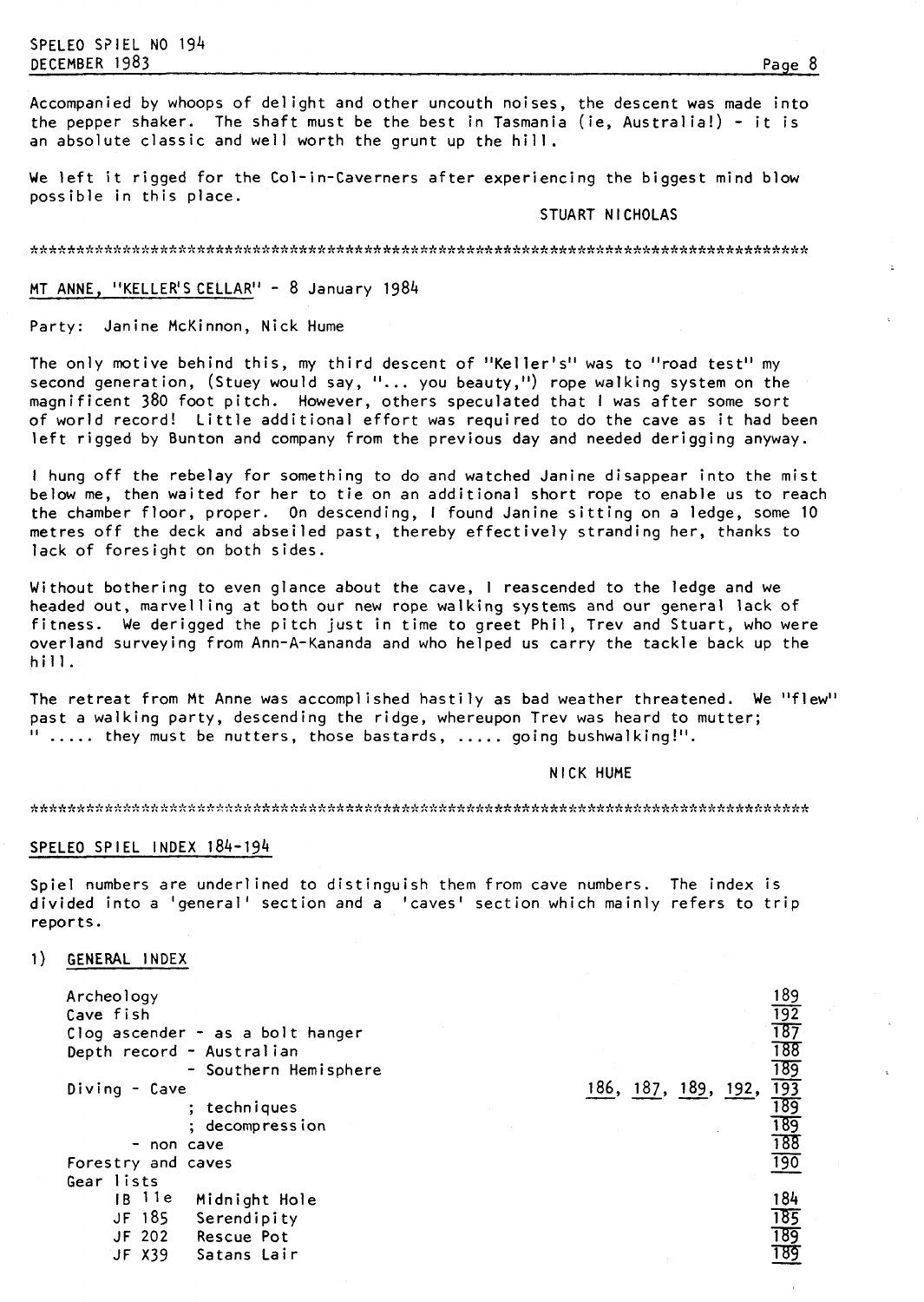Accompanied by whoops of delight and other uncouth noises, the descent was made into the pepper shaker. The shaft must be the best in Tasmania (ie, Australia!) - it is an absolute classic and well worth the grunt up the hill.

We left it rigged for the Col-in-Caverners after experiencing the biggest mind blow possible in this place.

STUART NICHOLAS

\*\*\*\*\*\*\*\*\*\*\*\*\*\*\*\*\*\*\*\*\*\*\*\*\*\*\*\*\*\*\*\*\*\*\*\*\*\*\*\*\*\*\*\*\*\*\*\*\*\*\*\*\*\*\*\*\*\*\*\*\*\*\*\*\*\*\*\*\*\*\*\*\*\*\*\*\*\*\*\*\*\*\*\*\*\*\*\*\*

## MT ANNE, "KELLER'S CELLAR" - 8 January 1984

Party: Janine McKinnon, Nick Hume

The only motive behind this, my third descent of "Keller's" was to "road test" my second generation, (Stuey would say, "... you beauty,") rope walking system on the magnificent 380 foot pitch. However, others speculated that I was after some sort of world record! Little additional effort was required to do the cave as it had been left rigged by Bunton and company from the previous day and needed derigging anyway.

I hung off the rebelay for something to do and watched Janine disappear into the mist below me, then waited for her to tie on an additional short rope to enable us to reach the chamber floor, proper. On descending, I found Janine sitting on a ledge, some 10 metres off the deck and abseiled past, thereby effectively stranding her, thanks to lack of foresight on both sides.

Without bothering to even glance about the cave, I reascended to the ledge and we headed out, marvelling at both our new rope walking systems and our general lack of fitness. We derigged the pitch just in time to greet Phil, Trev and Stuart, who were overland surveying from Ann-A-Kananda and who helped us carry the tackle back up the hill.

The retreat from Mt Anne was accomplished hastily as bad weather threatened. We "flew" past a walking party, descending the ridge, whereupon Trev was heard to mutter; " ..... they must be nutters, those bastards, ..... going bushwalking!".

NICK HUME

\*\*\*\*\*\*\*\*\*\*\*\*\*\*\*\*\*\*\*\*\*\*\*\*\*\*\*\*\*\*\*\*\*\*\*\*\*\*\*\*\*\*\*\*\*\*\*\*\*\*\*\*\*\*\*\*\*\*\*\*\*\*\*\*\*\*\*\*\*\*\*\*\*\*\*\*\*\*\*\*\*\*\*\*\*\*\*\*\*

## SPELEO SPIEL INDEX 184-194

Spiel numbers are underlined to distinguish them from cave numbers. The index is divided into a 'general' section and a 'caves' section which mainly refers to trip reports.

### 1) GENERAL INDEX

| | |
|---|---|
| Archeology | <u>189</u> |
| Cave fish | <u>192</u> |
| Clog ascender - as a bolt hanger | <u>187</u> |
| Depth record - Australian | <u>188</u> |
| - Southern Hemisphere | <u>189</u> |
| Diving - Cave | <u>186</u>, <u>187</u>, <u>189</u>, <u>192</u>, <u>193</u> |
| ; techniques | <u>189</u> |
| ; decompression | <u>189</u> |
| - non cave | <u>188</u> |
| Forestry and caves | <u>190</u> |
| Gear lists | |
| IB 11e Midnight Hole | <u>184</u> |
| JF 185 Serendipity | <u>185</u> |
| JF 202 Rescue Pot | <u>189</u> |
| JF X39 Satans Lair | <u>189</u> |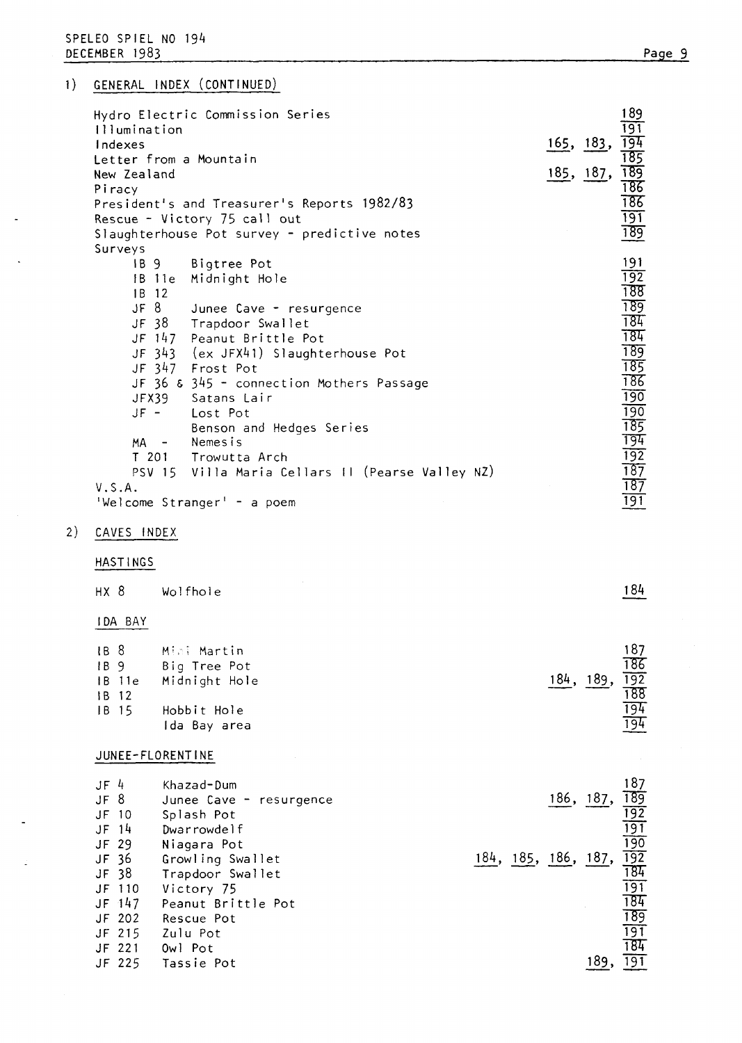## 1) GENERAL INDEX (CONTINUED)

| | |
|---|---|
| Hydro Electric Commission Series | 189 |
| Illumination | 191 |
| Indexes | 165, 183, 194 |
| Letter from a Mountain | 185 |
| New Zealand | 185, 187, 189 |
| Piracy | 186 |
| President's and Treasurer's Reports 1982/83 | 186 |
| Rescue - Victory 75 call out | 191 |
| Slaughterhouse Pot survey - predictive notes | 189 |
| Surveys | |
| IB 9 Bigtree Pot | 191 |
| IB 11e Midnight Hole | 192 |
| IB 12 | 188 |
| JF 8 Junee Cave - resurgence | 189 |
| JF 38 Trapdoor Swallet | 184 |
| JF 147 Peanut Brittle Pot | 184 |
| JF 343 (ex JFX41) Slaughterhouse Pot | 189 |
| JF 347 Frost Pot | 185 |
| JF 36 & 345 - connection Mothers Passage | 186 |
| JFX39 Satans Lair | 190 |
| JF - Lost Pot | 190 |
| Benson and Hedges Series | 185 |
| MA - Nemesis | 194 |
| T 201 Trowutta Arch | 192 |
| PSV 15 Villa Maria Cellars II (Pearse Valley NZ) | 187 |
| V.S.A. | 187 |
| 'Welcome Stranger' - a poem | 191 |

## 2) CAVES INDEX

### HASTINGS

| | | |
|---|---|---|
| HX 8 | Wolfhole | 184 |

### IDA BAY

| | | |
|---|---|---|
| IB 8 | Mini Martin | 187 |
| IB 9 | Big Tree Pot | 186 |
| IB 11e | Midnight Hole | 184, 189, 192 |
| IB 12 | | 188 |
| IB 15 | Hobbit Hole | 194 |
| | Ida Bay area | 194 |

### JUNEE-FLORENTINE

| | | |
|---|---|---|
| JF 4 | Khazad-Dum | 187 |
| JF 8 | Junee Cave - resurgence | 186, 187, 189 |
| JF 10 | Splash Pot | 192 |
| JF 14 | Dwarrowdelf | 191 |
| JF 29 | Niagara Pot | 190 |
| JF 36 | Growling Swallet | 184, 185, 186, 187, 192 |
| JF 38 | Trapdoor Swallet | 184 |
| JF 110 | Victory 75 | 191 |
| JF 147 | Peanut Brittle Pot | 184 |
| JF 202 | Rescue Pot | 189 |
| JF 215 | Zulu Pot | 191 |
| JF 221 | Owl Pot | 184 |
| JF 225 | Tassie Pot | 189, 191 |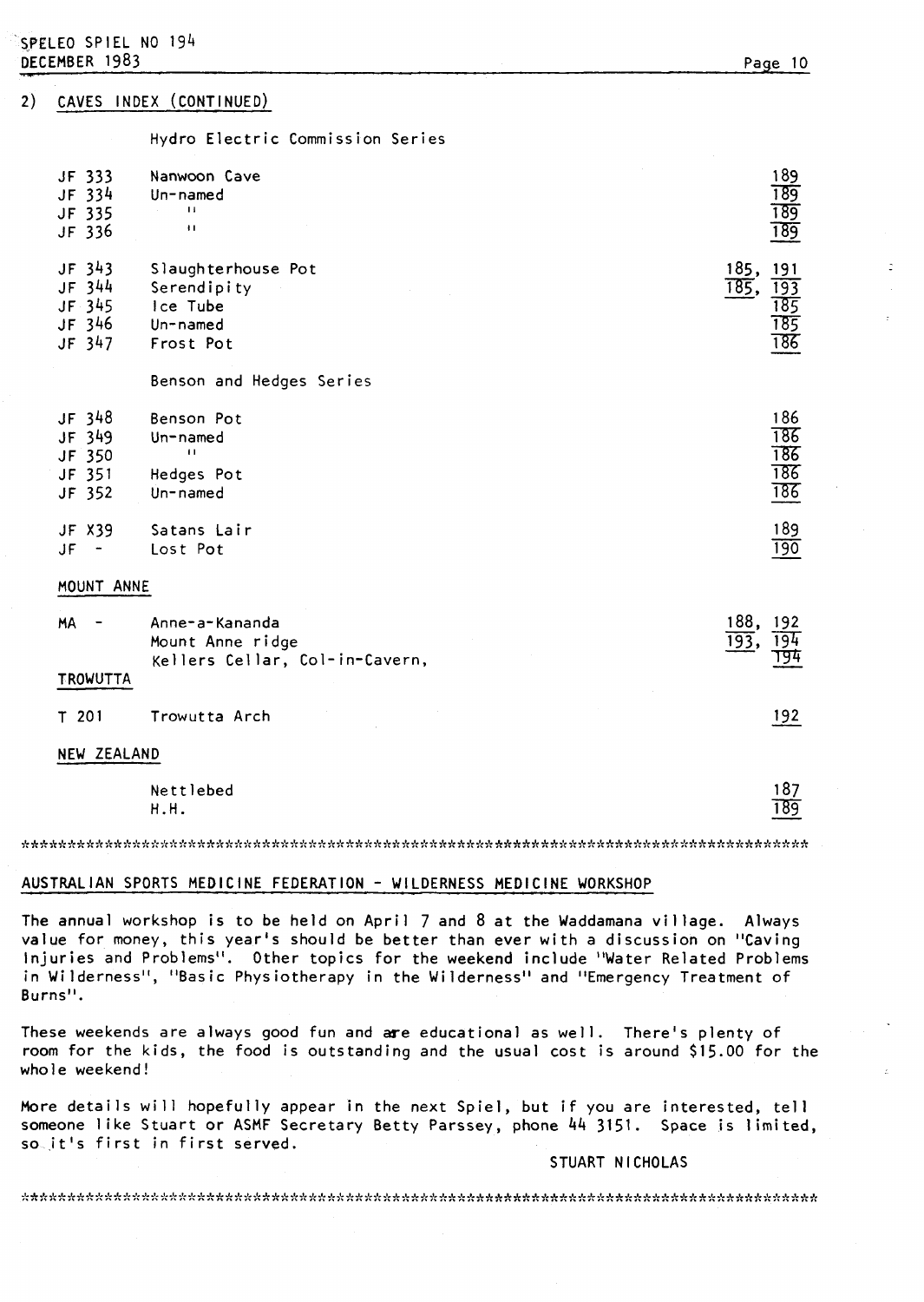## 2) CAVES INDEX (CONTINUED)

Hydro Electric Commission Series

| | | |
|---|---|---|
| JF 333 | Nanwoon Cave | 189 |
| JF 334 | Un-named | 189 |
| JF 335 | " | 189 |
| JF 336 | " | 189 |
| JF 343 | Slaughterhouse Pot | 185, 191 |
| JF 344 | Serendipity | 185, 193 |
| JF 345 | Ice Tube | 185 |
| JF 346 | Un-named | 185 |
| JF 347 | Frost Pot | 186 |

Benson and Hedges Series

| | | |
|---|---|---|
| JF 348 | Benson Pot | 186 |
| JF 349 | Un-named | 186 |
| JF 350 | " | 186 |
| JF 351 | Hedges Pot | 186 |
| JF 352 | Un-named | 186 |
| JF X39 | Satans Lair | 189 |
| JF - | Lost Pot | 190 |

MOUNT ANNE

| | | |
|---|---|---|
| MA - | Anne-a-Kananda | 188, 192 |
| | Mount Anne ridge | 193, 194 |
| | Kellers Cellar, Col-in-Cavern, | 194 |

TROWUTTA

| | | |
|---|---|---|
| T 201 | Trowutta Arch | 192 |

NEW ZEALAND

| | | |
|---|---|---|
| | Nettlebed | 187 |
| | H.H. | 189 |

****************************************************************************************

## AUSTRALIAN SPORTS MEDICINE FEDERATION - WILDERNESS MEDICINE WORKSHOP

The annual workshop is to be held on April 7 and 8 at the Waddamana village. Always value for money, this year's should be better than ever with a discussion on "Caving Injuries and Problems". Other topics for the weekend include "Water Related Problems in Wilderness", "Basic Physiotherapy in the Wilderness" and "Emergency Treatment of Burns".

These weekends are always good fun and are educational as well. There's plenty of room for the kids, the food is outstanding and the usual cost is around $15.00 for the whole weekend!

More details will hopefully appear in the next Spiel, but if you are interested, tell someone like Stuart or ASMF Secretary Betty Parssey, phone 44 3151. Space is limited, so it's first in first served.

STUART NICHOLAS

****************************************************************************************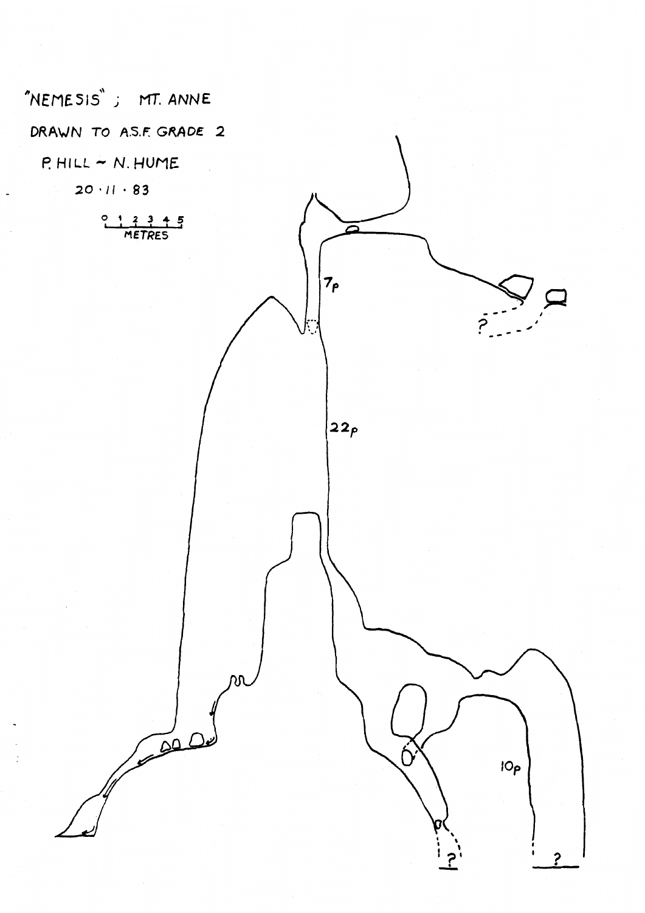"NEMESIS" ; MT. ANNE

DRAWN TO A.S.F. GRADE 2

P. HILL ~ N. HUME

20 · 11 · 83

0 1 2 3 4 5
METRES

7p

22p

10p

?

?

?